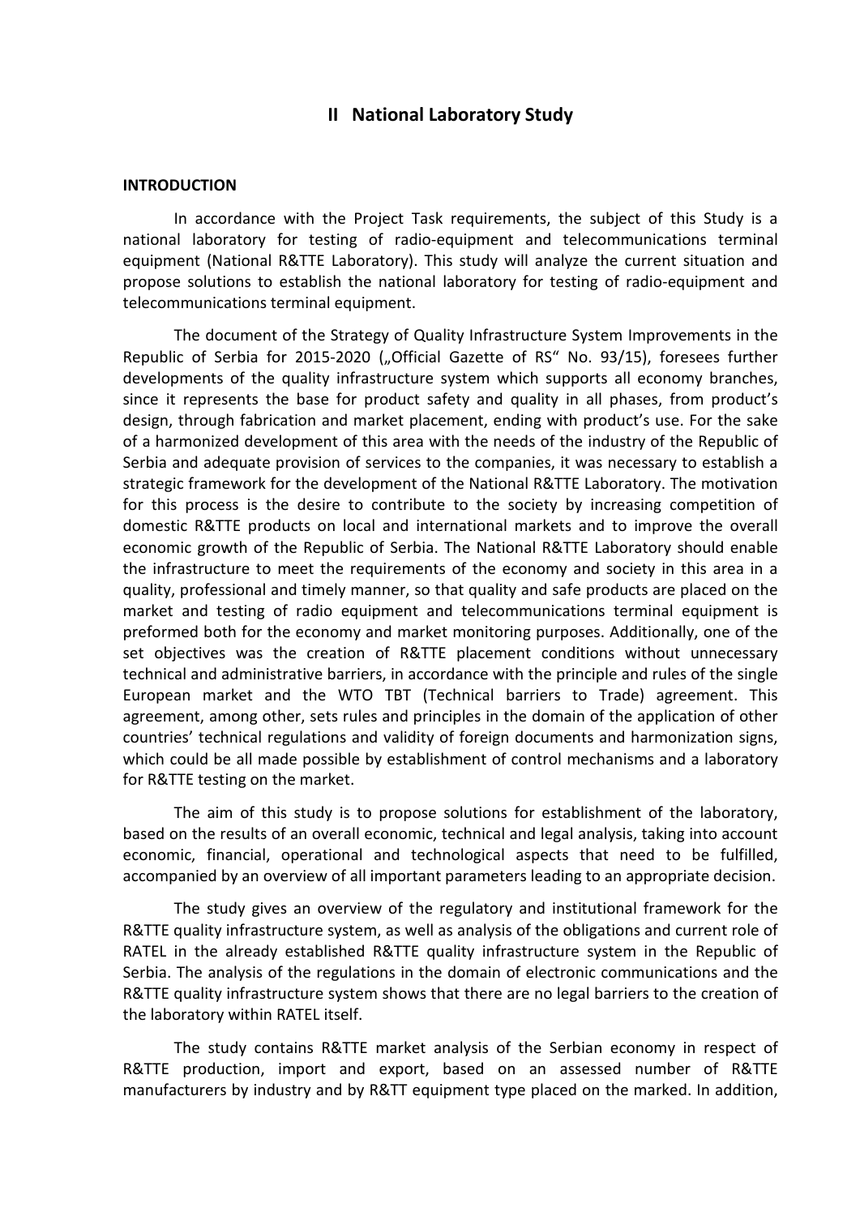# II National Laboratory Study

**INTRODUCTION**

In accordance with the Project Task requirements, the subject of this Study is a national laboratory for testing of radio-equipment and telecommunications terminal equipment (National R&TTE Laboratory). This study will analyze the current situation and propose solutions to establish the national laboratory for testing of radio-equipment and telecommunications terminal equipment.

The document of the Strategy of Quality Infrastructure System Improvements in the Republic of Serbia for 2015-2020 („Official Gazette of RS“ No. 93/15), foresees further developments of the quality infrastructure system which supports all economy branches, since it represents the base for product safety and quality in all phases, from product's design, through fabrication and market placement, ending with product's use. For the sake of a harmonized development of this area with the needs of the industry of the Republic of Serbia and adequate provision of services to the companies, it was necessary to establish a strategic framework for the development of the National R&TTE Laboratory. The motivation for this process is the desire to contribute to the society by increasing competition of domestic R&TTE products on local and international markets and to improve the overall economic growth of the Republic of Serbia. The National R&TTE Laboratory should enable the infrastructure to meet the requirements of the economy and society in this area in a quality, professional and timely manner, so that quality and safe products are placed on the market and testing of radio equipment and telecommunications terminal equipment is preformed both for the economy and market monitoring purposes. Additionally, one of the set objectives was the creation of R&TTE placement conditions without unnecessary technical and administrative barriers, in accordance with the principle and rules of the single European market and the WTO TBT (Technical barriers to Trade) agreement. This agreement, among other, sets rules and principles in the domain of the application of other countries' technical regulations and validity of foreign documents and harmonization signs, which could be all made possible by establishment of control mechanisms and a laboratory for R&TTE testing on the market.

The aim of this study is to propose solutions for establishment of the laboratory, based on the results of an overall economic, technical and legal analysis, taking into account economic, financial, operational and technological aspects that need to be fulfilled, accompanied by an overview of all important parameters leading to an appropriate decision.

The study gives an overview of the regulatory and institutional framework for the R&TTE quality infrastructure system, as well as analysis of the obligations and current role of RATEL in the already established R&TTE quality infrastructure system in the Republic of Serbia. The analysis of the regulations in the domain of electronic communications and the R&TTE quality infrastructure system shows that there are no legal barriers to the creation of the laboratory within RATEL itself.

The study contains R&TTE market analysis of the Serbian economy in respect of R&TTE production, import and export, based on an assessed number of R&TTE manufacturers by industry and by R&TT equipment type placed on the marked. In addition,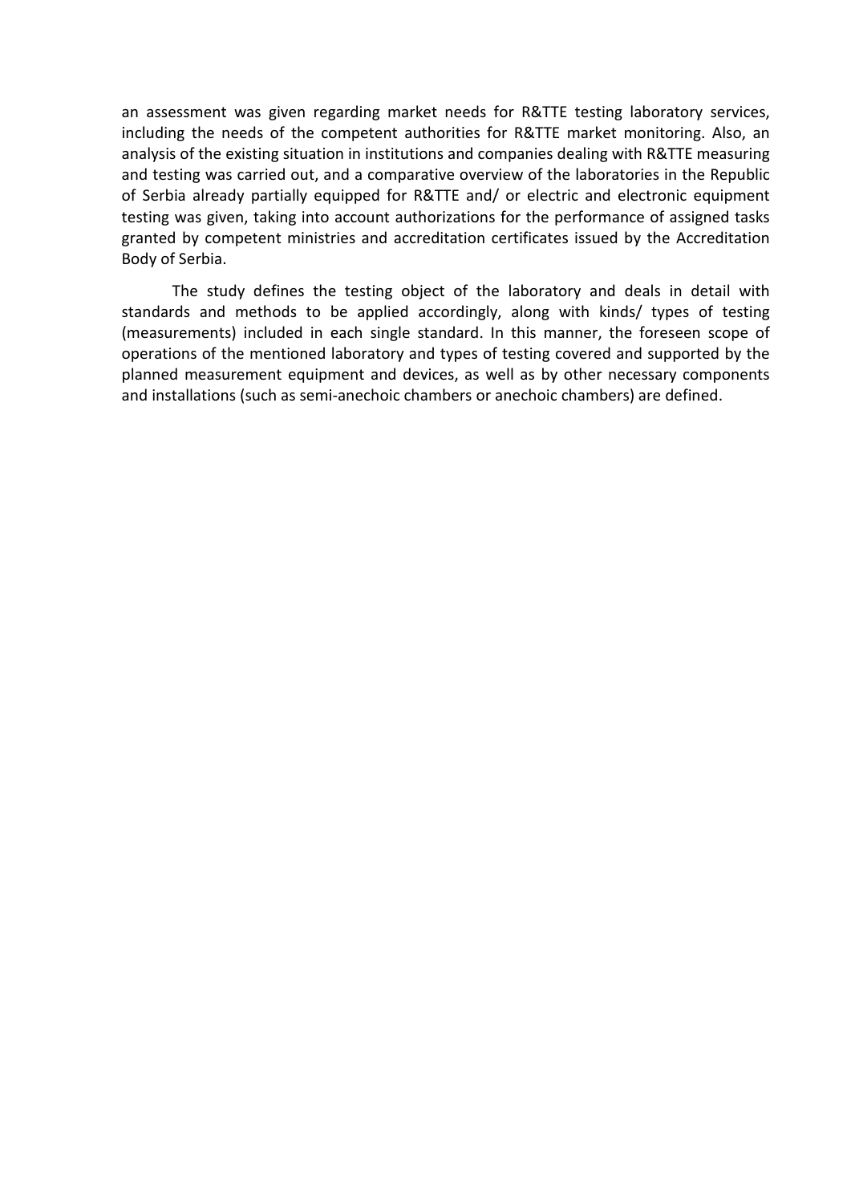an assessment was given regarding market needs for R&TTE testing laboratory services, including the needs of the competent authorities for R&TTE market monitoring. Also, an analysis of the existing situation in institutions and companies dealing with R&TTE measuring and testing was carried out, and a comparative overview of the laboratories in the Republic of Serbia already partially equipped for R&TTE and/ or electric and electronic equipment testing was given, taking into account authorizations for the performance of assigned tasks granted by competent ministries and accreditation certificates issued by the Accreditation Body of Serbia.

The study defines the testing object of the laboratory and deals in detail with standards and methods to be applied accordingly, along with kinds/ types of testing (measurements) included in each single standard. In this manner, the foreseen scope of operations of the mentioned laboratory and types of testing covered and supported by the planned measurement equipment and devices, as well as by other necessary components and installations (such as semi-anechoic chambers or anechoic chambers) are defined.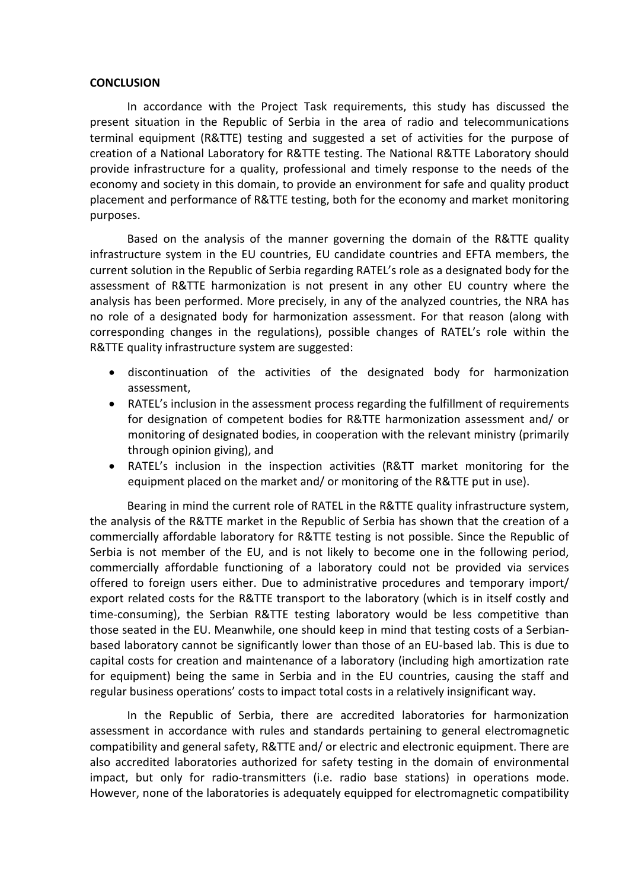**CONCLUSION**

In accordance with the Project Task requirements, this study has discussed the present situation in the Republic of Serbia in the area of radio and telecommunications terminal equipment (R&TTE) testing and suggested a set of activities for the purpose of creation of a National Laboratory for R&TTE testing. The National R&TTE Laboratory should provide infrastructure for a quality, professional and timely response to the needs of the economy and society in this domain, to provide an environment for safe and quality product placement and performance of R&TTE testing, both for the economy and market monitoring purposes.

Based on the analysis of the manner governing the domain of the R&TTE quality infrastructure system in the EU countries, EU candidate countries and EFTA members, the current solution in the Republic of Serbia regarding RATEL's role as a designated body for the assessment of R&TTE harmonization is not present in any other EU country where the analysis has been performed. More precisely, in any of the analyzed countries, the NRA has no role of a designated body for harmonization assessment. For that reason (along with corresponding changes in the regulations), possible changes of RATEL's role within the R&TTE quality infrastructure system are suggested:

- discontinuation of the activities of the designated body for harmonization assessment,
- RATEL's inclusion in the assessment process regarding the fulfillment of requirements for designation of competent bodies for R&TTE harmonization assessment and/ or monitoring of designated bodies, in cooperation with the relevant ministry (primarily through opinion giving), and
- RATEL's inclusion in the inspection activities (R&TT market monitoring for the equipment placed on the market and/ or monitoring of the R&TTE put in use).

Bearing in mind the current role of RATEL in the R&TTE quality infrastructure system, the analysis of the R&TTE market in the Republic of Serbia has shown that the creation of a commercially affordable laboratory for R&TTE testing is not possible. Since the Republic of Serbia is not member of the EU, and is not likely to become one in the following period, commercially affordable functioning of a laboratory could not be provided via services offered to foreign users either. Due to administrative procedures and temporary import/ export related costs for the R&TTE transport to the laboratory (which is in itself costly and time-consuming), the Serbian R&TTE testing laboratory would be less competitive than those seated in the EU. Meanwhile, one should keep in mind that testing costs of a Serbian-based laboratory cannot be significantly lower than those of an EU-based lab. This is due to capital costs for creation and maintenance of a laboratory (including high amortization rate for equipment) being the same in Serbia and in the EU countries, causing the staff and regular business operations' costs to impact total costs in a relatively insignificant way.

In the Republic of Serbia, there are accredited laboratories for harmonization assessment in accordance with rules and standards pertaining to general electromagnetic compatibility and general safety, R&TTE and/ or electric and electronic equipment. There are also accredited laboratories authorized for safety testing in the domain of environmental impact, but only for radio-transmitters (i.e. radio base stations) in operations mode. However, none of the laboratories is adequately equipped for electromagnetic compatibility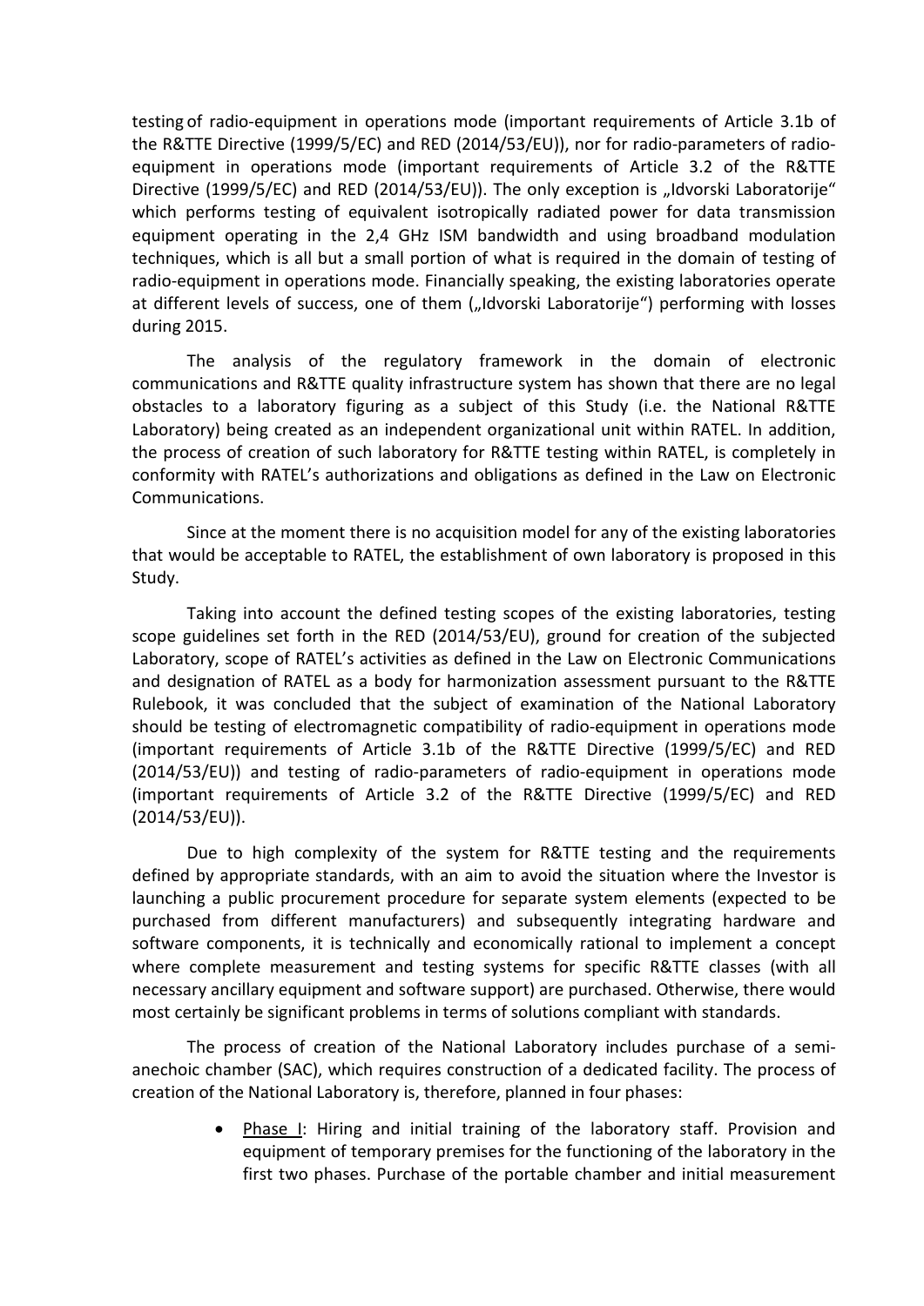testing of radio-equipment in operations mode (important requirements of Article 3.1b of the R&TTE Directive (1999/5/EC) and RED (2014/53/EU)), nor for radio-parameters of radio-equipment in operations mode (important requirements of Article 3.2 of the R&TTE Directive (1999/5/EC) and RED (2014/53/EU)). The only exception is „Idvorski Laboratorije“ which performs testing of equivalent isotropically radiated power for data transmission equipment operating in the 2,4 GHz ISM bandwidth and using broadband modulation techniques, which is all but a small portion of what is required in the domain of testing of radio-equipment in operations mode. Financially speaking, the existing laboratories operate at different levels of success, one of them („Idvorski Laboratorije“) performing with losses during 2015.

The analysis of the regulatory framework in the domain of electronic communications and R&TTE quality infrastructure system has shown that there are no legal obstacles to a laboratory figuring as a subject of this Study (i.e. the National R&TTE Laboratory) being created as an independent organizational unit within RATEL. In addition, the process of creation of such laboratory for R&TTE testing within RATEL, is completely in conformity with RATEL's authorizations and obligations as defined in the Law on Electronic Communications.

Since at the moment there is no acquisition model for any of the existing laboratories that would be acceptable to RATEL, the establishment of own laboratory is proposed in this Study.

Taking into account the defined testing scopes of the existing laboratories, testing scope guidelines set forth in the RED (2014/53/EU), ground for creation of the subjected Laboratory, scope of RATEL's activities as defined in the Law on Electronic Communications and designation of RATEL as a body for harmonization assessment pursuant to the R&TTE Rulebook, it was concluded that the subject of examination of the National Laboratory should be testing of electromagnetic compatibility of radio-equipment in operations mode (important requirements of Article 3.1b of the R&TTE Directive (1999/5/EC) and RED (2014/53/EU)) and testing of radio-parameters of radio-equipment in operations mode (important requirements of Article 3.2 of the R&TTE Directive (1999/5/EC) and RED (2014/53/EU)).

Due to high complexity of the system for R&TTE testing and the requirements defined by appropriate standards, with an aim to avoid the situation where the Investor is launching a public procurement procedure for separate system elements (expected to be purchased from different manufacturers) and subsequently integrating hardware and software components, it is technically and economically rational to implement a concept where complete measurement and testing systems for specific R&TTE classes (with all necessary ancillary equipment and software support) are purchased. Otherwise, there would most certainly be significant problems in terms of solutions compliant with standards.

The process of creation of the National Laboratory includes purchase of a semi-anechoic chamber (SAC), which requires construction of a dedicated facility. The process of creation of the National Laboratory is, therefore, planned in four phases:

- Phase I: Hiring and initial training of the laboratory staff. Provision and equipment of temporary premises for the functioning of the laboratory in the first two phases. Purchase of the portable chamber and initial measurement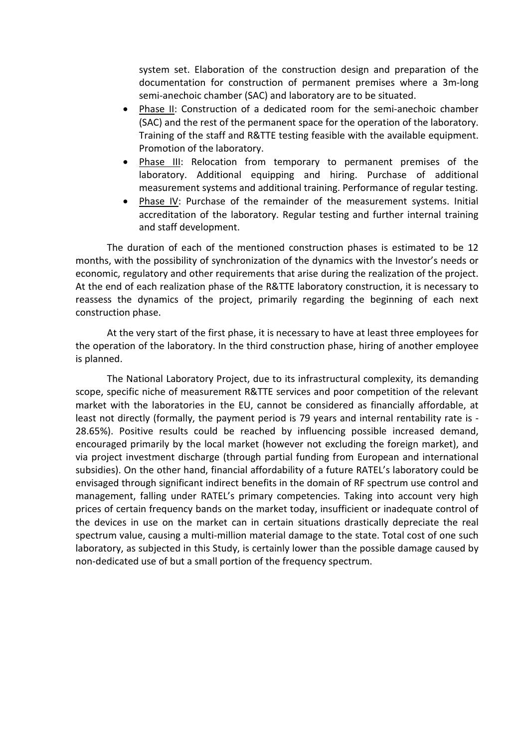system set. Elaboration of the construction design and preparation of the documentation for construction of permanent premises where a 3m-long semi-anechoic chamber (SAC) and laboratory are to be situated.

- Phase II: Construction of a dedicated room for the semi-anechoic chamber (SAC) and the rest of the permanent space for the operation of the laboratory. Training of the staff and R&TTE testing feasible with the available equipment. Promotion of the laboratory.
- Phase III: Relocation from temporary to permanent premises of the laboratory. Additional equipping and hiring. Purchase of additional measurement systems and additional training. Performance of regular testing.
- Phase IV: Purchase of the remainder of the measurement systems. Initial accreditation of the laboratory. Regular testing and further internal training and staff development.

The duration of each of the mentioned construction phases is estimated to be 12 months, with the possibility of synchronization of the dynamics with the Investor's needs or economic, regulatory and other requirements that arise during the realization of the project. At the end of each realization phase of the R&TTE laboratory construction, it is necessary to reassess the dynamics of the project, primarily regarding the beginning of each next construction phase.

At the very start of the first phase, it is necessary to have at least three employees for the operation of the laboratory. In the third construction phase, hiring of another employee is planned.

The National Laboratory Project, due to its infrastructural complexity, its demanding scope, specific niche of measurement R&TTE services and poor competition of the relevant market with the laboratories in the EU, cannot be considered as financially affordable, at least not directly (formally, the payment period is 79 years and internal rentability rate is -28.65%). Positive results could be reached by influencing possible increased demand, encouraged primarily by the local market (however not excluding the foreign market), and via project investment discharge (through partial funding from European and international subsidies). On the other hand, financial affordability of a future RATEL's laboratory could be envisaged through significant indirect benefits in the domain of RF spectrum use control and management, falling under RATEL's primary competencies. Taking into account very high prices of certain frequency bands on the market today, insufficient or inadequate control of the devices in use on the market can in certain situations drastically depreciate the real spectrum value, causing a multi-million material damage to the state. Total cost of one such laboratory, as subjected in this Study, is certainly lower than the possible damage caused by non-dedicated use of but a small portion of the frequency spectrum.